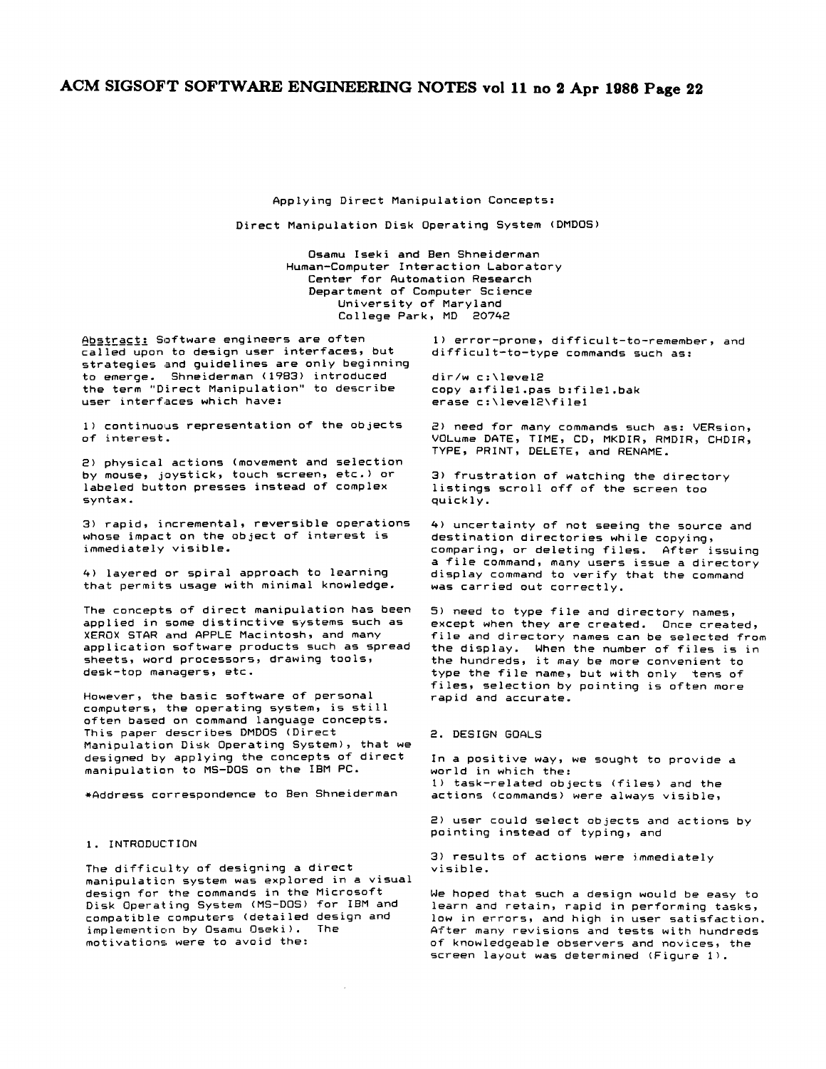# Applying Direct Manipulation Concepts:

## Direct Manipulation Disk Operating System (DMDOS)

Osamu Iseki and Ben Shneiderman
Human-Computer Interaction Laboratory
Center for Automation Research
Department of Computer Science
University of Maryland
College Park, MD 20742

Abstract: Software engineers are often called upon to design user interfaces, but strategies and guidelines are only beginning to emerge. Shneiderman (1983) introduced the term "Direct Manipulation" to describe user interfaces which have:

1) continuous representation of the objects of interest.

2) physical actions (movement and selection by mouse, joystick, touch screen, etc.) or labeled button presses instead of complex syntax.

3) rapid, incremental, reversible operations whose impact on the object of interest is immediately visible.

4) layered or spiral approach to learning that permits usage with minimal knowledge.

The concepts of direct manipulation has been applied in some distinctive systems such as XEROX STAR and APPLE Macintosh, and many application software products such as spread sheets, word processors, drawing tools, desk-top managers, etc.

However, the basic software of personal computers, the operating system, is still often based on command language concepts. This paper describes DMDOS (Direct Manipulation Disk Operating System), that we designed by applying the concepts of direct manipulation to MS-DOS on the IBM PC.

*Address correspondence to Ben Shneiderman

### 1. INTRODUCTION

The difficulty of designing a direct manipulation system was explored in a visual design for the commands in the Microsoft Disk Operating System (MS-DOS) for IBM and compatible computers (detailed design and implemention by Osamu Oseki). The motivations were to avoid the:

1) error-prone, difficult-to-remember, and difficult-to-type commands such as:

```
dir/w c:\level2
copy a:file1.pas b:file1.bak
erase c:\level2\file1
```

2) need for many commands such as: VERsion, VOLume DATE, TIME, CD, MKDIR, RMDIR, CHDIR, TYPE, PRINT, DELETE, and RENAME.

3) frustration of watching the directory listings scroll off of the screen too quickly.

4) uncertainty of not seeing the source and destination directories while copying, comparing, or deleting files. After issuing a file command, many users issue a directory display command to verify that the command was carried out correctly.

5) need to type file and directory names, except when they are created. Once created, file and directory names can be selected from the display. When the number of files is in the hundreds, it may be more convenient to type the file name, but with only tens of files, selection by pointing is often more rapid and accurate.

### 2. DESIGN GOALS

In a positive way, we sought to provide a world in which the:
1) task-related objects (files) and the actions (commands) were always visible,

2) user could select objects and actions by pointing instead of typing, and

3) results of actions were immediately visible.

We hoped that such a design would be easy to learn and retain, rapid in performing tasks, low in errors, and high in user satisfaction. After many revisions and tests with hundreds of knowledgeable observers and novices, the screen layout was determined (Figure 1).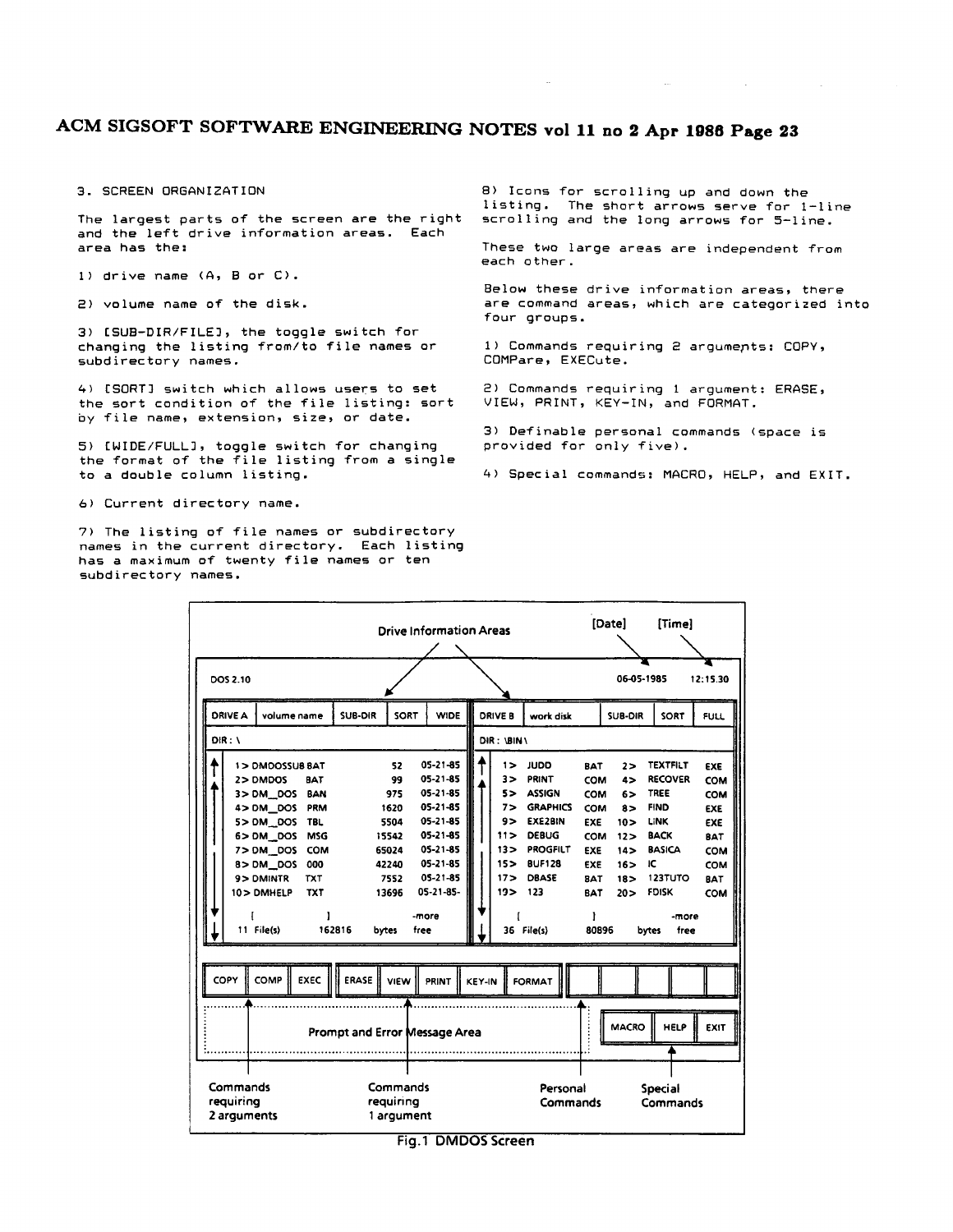3. SCREEN ORGANIZATION

The largest parts of the screen are the right and the left drive information areas. Each area has the:

1) drive name (A, B or C).

2) volume name of the disk.

3) [SUB-DIR/FILE], the toggle switch for changing the listing from/to file names or subdirectory names.

4) [SORT] switch which allows users to set the sort condition of the file listing: sort by file name, extension, size, or date.

5) [WIDE/FULL], toggle switch for changing the format of the file listing from a single to a double column listing.

6) Current directory name.

7) The listing of file names or subdirectory names in the current directory. Each listing has a maximum of twenty file names or ten subdirectory names.

8) Icons for scrolling up and down the listing. The short arrows serve for 1-line scrolling and the long arrows for 5-line.

These two large areas are independent from each other.

Below these drive information areas, there are command areas, which are categorized into four groups.

1) Commands requiring 2 arguments: COPY, COMPare, EXECute.

2) Commands requiring 1 argument: ERASE, VIEW, PRINT, KEY-IN, and FORMAT.

3) Definable personal commands (space is provided for only five).

4) Special commands: MACRO, HELP, and EXIT.

```
                         Drive Information Areas          [Date]      [Time]

DOS 2.10                                                 06-05-1985   12:15:30

| DRIVE A | volume name | SUB-DIR | SORT | WIDE |  | DRIVE B | work disk | SUB-DIR | SORT | FULL |
| DIR : \                                     |  | DIR : \BIN\                                |
   1> DMDOSSUB BAT        52   05-21-85          1> JUDO     BAT   2> TEXTFILT  EXE
   2> DMDOS    BAT        99   05-21-85          3> PRINT    COM   4> RECOVER   COM
   3> DM_DOS   BAN       975   05-21-85          5> ASSIGN   COM   6> TREE      COM
   4> DM_DOS   PRM      1620   05-21-85          7> GRAPHICS COM   8> FIND      EXE
   5> DM_DOS   TBL      5504   05-21-85          9> EXE2BIN  EXE  10> LINK      EXE
   6> DM_DOS   MSG     15542   05-21-85         11> DEBUG    COM  12> BACK      BAT
   7> DM_DOS   COM     65024   05-21-85         13> PROGFILT EXE  14> BASICA    COM
   8> DM_DOS   000     42240   05-21-85         15> BUF128   EXE  16> IC        COM
   9> DMINTR   TXT      7552   05-21-85         17> DBASE    BAT  18> 123TUTO   BAT
  10> DMHELP   TXT     13696   05-21-85-        19> 123      BAT  20> FDISK     COM
      [           ]            -more                [           ]           -more
   11 File(s)   162816   bytes   free            36 File(s)   80896   bytes   free

| COPY | COMP | EXEC |  | ERASE | VIEW | PRINT | KEY-IN | FORMAT |  |  |  |  |  |  |

        Prompt and Error Message Area                        | MACRO | HELP | EXIT |

Commands             Commands                Personal          Special
requiring            requiring               Commands          Commands
2 arguments          1 argument
```

Fig.1 DMDOS Screen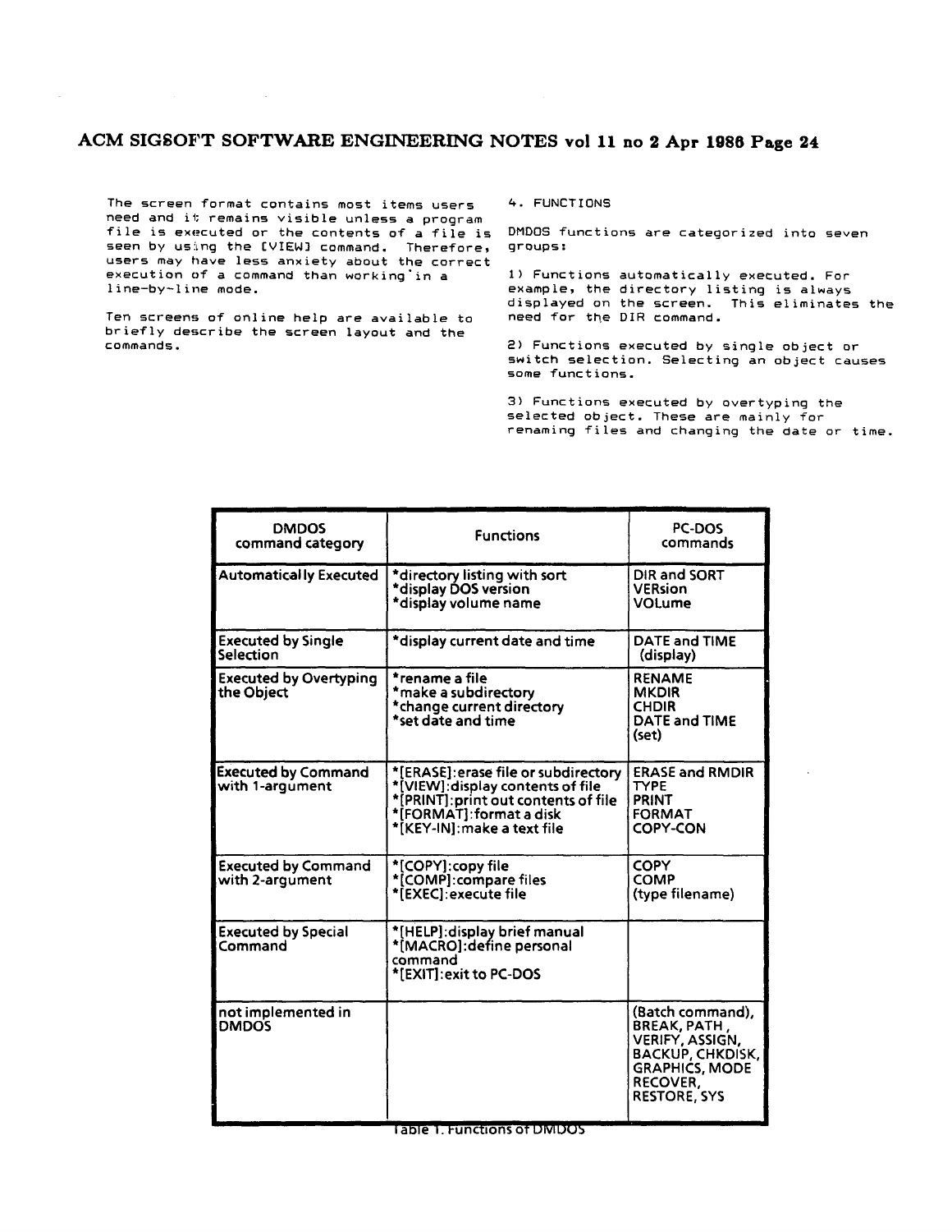The screen format contains most items users need and it remains visible unless a program file is executed or the contents of a file is seen by using the [VIEW] command. Therefore, users may have less anxiety about the correct execution of a command than working in a line-by-line mode.

Ten screens of online help are available to briefly describe the screen layout and the commands.

## 4. FUNCTIONS

DMDOS functions are categorized into seven groups:

1) Functions automatically executed. For example, the directory listing is always displayed on the screen. This eliminates the need for the DIR command.

2) Functions executed by single object or switch selection. Selecting an object causes some functions.

3) Functions executed by overtyping the selected object. These are mainly for renaming files and changing the date or time.

| DMDOS command category | Functions | PC-DOS commands |
|---|---|---|
| Automatically Executed | *directory listing with sort<br>*display DOS version<br>*display volume name | DIR and SORT<br>VERsion<br>VOLume |
| Executed by Single Selection | *display current date and time | DATE and TIME (display) |
| Executed by Overtyping the Object | *rename a file<br>*make a subdirectory<br>*change current directory<br>*set date and time | RENAME<br>MKDIR<br>CHDIR<br>DATE and TIME (set) |
| Executed by Command with 1-argument | *[ERASE]:erase file or subdirectory<br>*[VIEW]:display contents of file<br>*[PRINT]:print out contents of file<br>*[FORMAT]:format a disk<br>*[KEY-IN]:make a text file | ERASE and RMDIR<br>TYPE<br>PRINT<br>FORMAT<br>COPY-CON |
| Executed by Command with 2-argument | *[COPY]:copy file<br>*[COMP]:compare files<br>*[EXEC]:execute file | COPY<br>COMP<br>(type filename) |
| Executed by Special Command | *[HELP]:display brief manual<br>*[MACRO]:define personal command<br>*[EXIT]:exit to PC-DOS | |
| not implemented in DMDOS | | (Batch command), BREAK, PATH, VERIFY, ASSIGN, BACKUP, CHKDISK, GRAPHICS, MODE RECOVER, RESTORE, SYS |

Table 1. Functions of DMDOS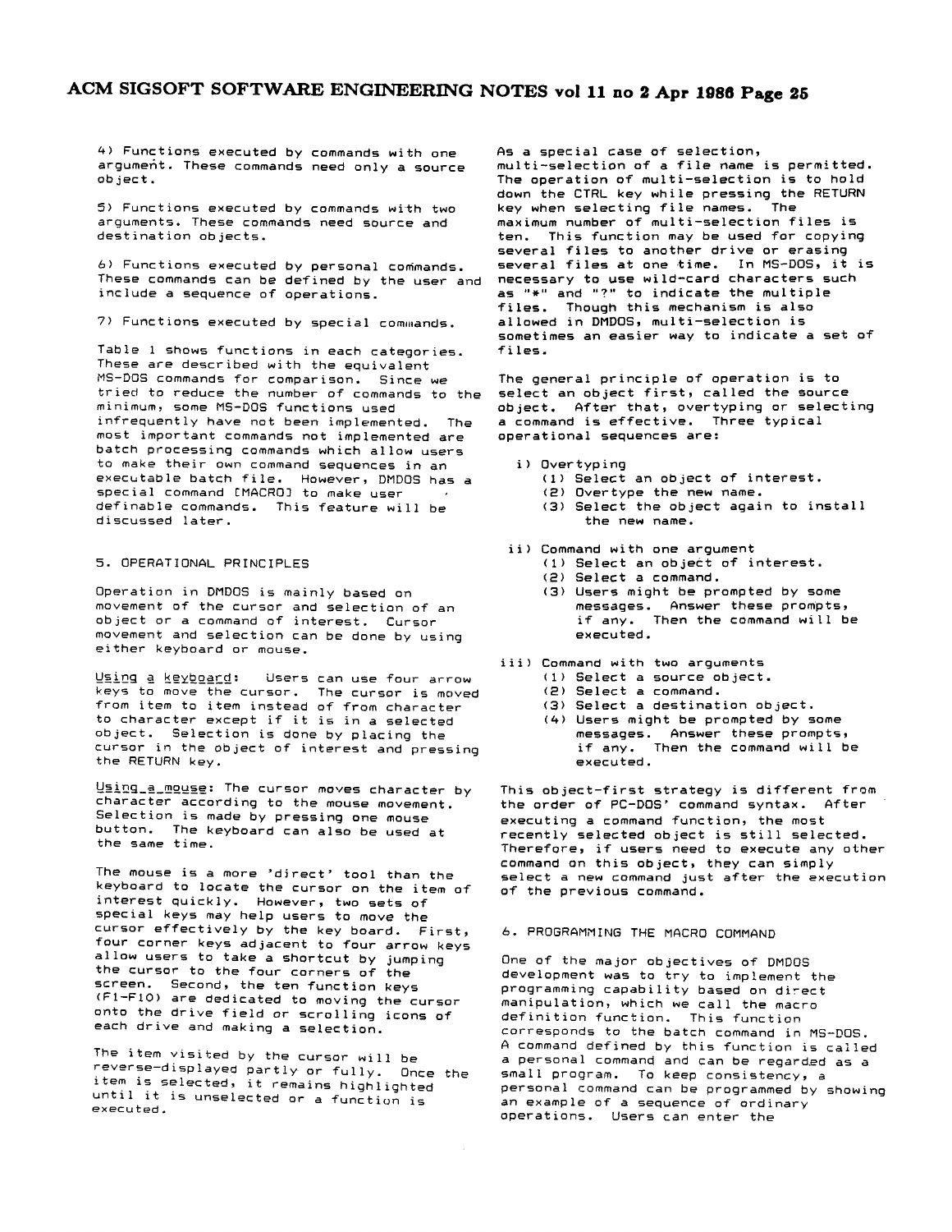4) Functions executed by commands with one argument. These commands need only a source object.

5) Functions executed by commands with two arguments. These commands need source and destination objects.

6) Functions executed by personal commands. These commands can be defined by the user and include a sequence of operations.

7) Functions executed by special commands.

Table 1 shows functions in each categories. These are described with the equivalent MS-DOS commands for comparison. Since we tried to reduce the number of commands to the minimum, some MS-DOS functions used infrequently have not been implemented. The most important commands not implemented are batch processing commands which allow users to make their own command sequences in an executable batch file. However, DMDOS has a special command [MACRO] to make user definable commands. This feature will be discussed later.

## 5. OPERATIONAL PRINCIPLES

Operation in DMDOS is mainly based on movement of the cursor and selection of an object or a command of interest. Cursor movement and selection can be done by using either keyboard or mouse.

Using a keyboard: Users can use four arrow keys to move the cursor. The cursor is moved from item to item instead of from character to character except if it is in a selected object. Selection is done by placing the cursor in the object of interest and pressing the RETURN key.

Using a mouse: The cursor moves character by character according to the mouse movement. Selection is made by pressing one mouse button. The keyboard can also be used at the same time.

The mouse is a more 'direct' tool than the keyboard to locate the cursor on the item of interest quickly. However, two sets of special keys may help users to move the cursor effectively by the key board. First, four corner keys adjacent to four arrow keys allow users to take a shortcut by jumping the cursor to the four corners of the screen. Second, the ten function keys (F1-F10) are dedicated to moving the cursor onto the drive field or scrolling icons of each drive and making a selection.

The item visited by the cursor will be reverse-displayed partly or fully. Once the item is selected, it remains highlighted until it is unselected or a function is executed.

As a special case of selection, multi-selection of a file name is permitted. The operation of multi-selection is to hold down the CTRL key while pressing the RETURN key when selecting file names. The maximum number of multi-selection files is ten. This function may be used for copying several files to another drive or erasing several files at one time. In MS-DOS, it is necessary to use wild-card characters such as "*" and "?" to indicate the multiple files. Though this mechanism is also allowed in DMDOS, multi-selection is sometimes an easier way to indicate a set of files.

The general principle of operation is to select an object first, called the source object. After that, overtyping or selecting a command is effective. Three typical operational sequences are:

i) Overtyping
   (1) Select an object of interest.
   (2) Overtype the new name.
   (3) Select the object again to install the new name.

ii) Command with one argument
   (1) Select an object of interest.
   (2) Select a command.
   (3) Users might be prompted by some messages. Answer these prompts, if any. Then the command will be executed.

iii) Command with two arguments
   (1) Select a source object.
   (2) Select a command.
   (3) Select a destination object.
   (4) Users might be prompted by some messages. Answer these prompts, if any. Then the command will be executed.

This object-first strategy is different from the order of PC-DOS' command syntax. After executing a command function, the most recently selected object is still selected. Therefore, if users need to execute any other command on this object, they can simply select a new command just after the execution of the previous command.

## 6. PROGRAMMING THE MACRO COMMAND

One of the major objectives of DMDOS development was to try to implement the programming capability based on direct manipulation, which we call the macro definition function. This function corresponds to the batch command in MS-DOS. A command defined by this function is called a personal command and can be regarded as a small program. To keep consistency, a personal command can be programmed by showing an example of a sequence of ordinary operations. Users can enter the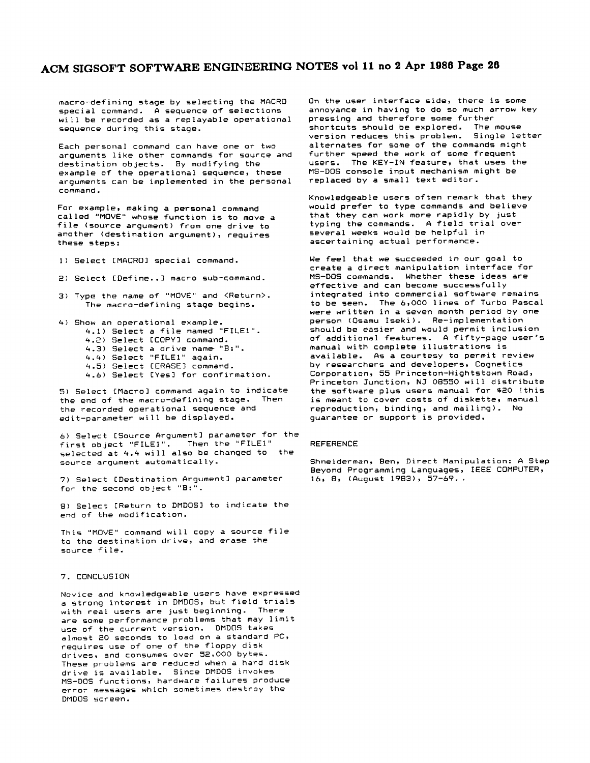macro-defining stage by selecting the MACRO special command. A sequence of selections will be recorded as a replayable operational sequence during this stage.

Each personal command can have one or two arguments like other commands for source and destination objects. By modifying the example of the operational sequence, these arguments can be implemented in the personal command.

For example, making a personal command called "MOVE" whose function is to move a file (source argument) from one drive to another (destination argument), requires these steps:

1) Select [MACRO] special command.

2) Select [Define..] macro sub-command.

3) Type the name of "MOVE" and <Return>. The macro-defining stage begins.

4) Show an operational example.
   4.1) Select a file named "FILE1".
   4.2) Select [COPY] command.
   4.3) Select a drive name "B:".
   4.4) Select "FILE1" again.
   4.5) Select [ERASE] command.
   4.6) Select [Yes] for confirmation.

5) Select [Macro] command again to indicate the end of the macro-defining stage. Then the recorded operational sequence and edit-parameter will be displayed.

6) Select [Source Argument] parameter for the first object "FILE1". Then the "FILE1" selected at 4.4 will also be changed to the source argument automatically.

7) Select [Destination Argument] parameter for the second object "B:".

8) Select [Return to DMDOS] to indicate the end of the modification.

This "MOVE" command will copy a source file to the destination drive, and erase the source file.

## 7. CONCLUSION

Novice and knowledgeable users have expressed a strong interest in DMDOS, but field trials with real users are just beginning. There are some performance problems that may limit use of the current version. DMDOS takes almost 20 seconds to load on a standard PC, requires use of one of the floppy disk drives, and consumes over 52,000 bytes. These problems are reduced when a hard disk drive is available. Since DMDOS invokes MS-DOS functions, hardware failures produce error messages which sometimes destroy the DMDOS screen.

On the user interface side, there is some annoyance in having to do so much arrow key pressing and therefore some further shortcuts should be explored. The mouse version reduces this problem. Single letter alternates for some of the commands might further speed the work of some frequent users. The KEY-IN feature, that uses the MS-DOS console input mechanism might be replaced by a small text editor.

Knowledgeable users often remark that they would prefer to type commands and believe that they can work more rapidly by just typing the commands. A field trial over several weeks would be helpful in ascertaining actual performance.

We feel that we succeeded in our goal to create a direct manipulation interface for MS-DOS commands. Whether these ideas are effective and can become successfully integrated into commercial software remains to be seen. The 6,000 lines of Turbo Pascal were written in a seven month period by one person (Osamu Iseki). Re-implementation should be easier and would permit inclusion of additional features. A fifty-page user's manual with complete illustrations is available. As a courtesy to permit review by researchers and developers, Cognetics Corporation, 55 Princeton-Hightstown Road, Princeton Junction, NJ 08550 will distribute the software plus users manual for $20 (this is meant to cover costs of diskette, manual reproduction, binding, and mailing). No guarantee or support is provided.

## REFERENCE

Shneiderman, Ben, Direct Manipulation: A Step Beyond Programming Languages, IEEE COMPUTER, 16, 8, (August 1983), 57-69.